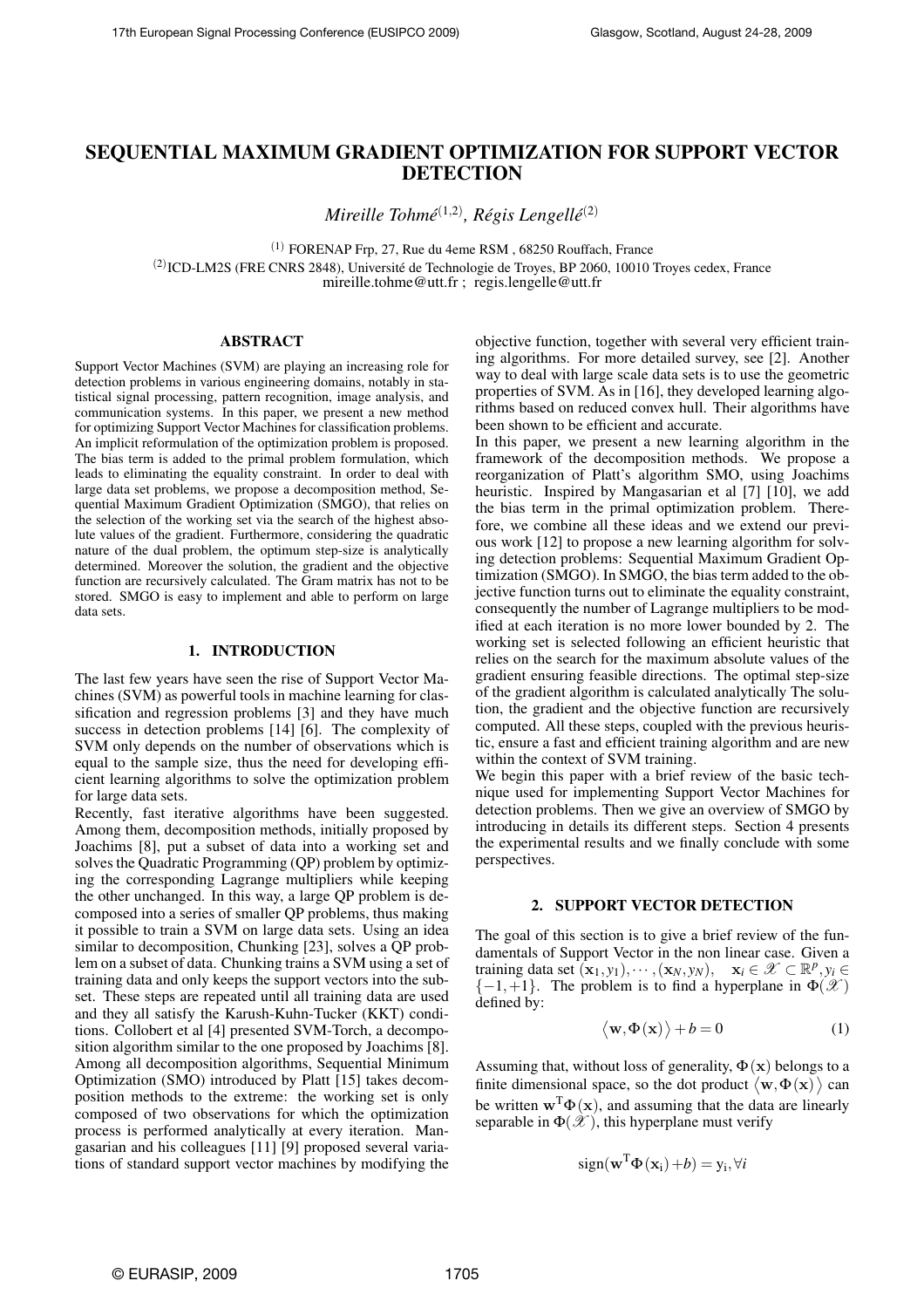# SEQUENTIAL MAXIMUM GRADIENT OPTIMIZATION FOR SUPPORT VECTOR DETECTION

*Mireille Tohmé*[(1,2)], *Régis Lengellé*[(2)]

[(1)] FORENAP Frp, 27, Rue du 4eme RSM , 68250 Rouffach, France

[(2)]ICD-LM2S (FRE CNRS 2848), Université de Technologie de Troyes, BP 2060, 10010 Troyes cedex, France

mireille.tohme@utt.fr ; regis.lengelle@utt.fr

## ABSTRACT

Support Vector Machines (SVM) are playing an increasing role for detection problems in various engineering domains, notably in statistical signal processing, pattern recognition, image analysis, and communication systems. In this paper, we present a new method for optimizing Support Vector Machines for classification problems. An implicit reformulation of the optimization problem is proposed. The bias term is added to the primal problem formulation, which leads to eliminating the equality constraint. In order to deal with large data set problems, we propose a decomposition method, Sequential Maximum Gradient Optimization (SMGO), that relies on the selection of the working set via the search of the highest absolute values of the gradient. Furthermore, considering the quadratic nature of the dual problem, the optimum step-size is analytically determined. Moreover the solution, the gradient and the objective function are recursively calculated. The Gram matrix has not to be stored. SMGO is easy to implement and able to perform on large data sets.

## 1. INTRODUCTION

The last few years have seen the rise of Support Vector Machines (SVM) as powerful tools in machine learning for classification and regression problems [3] and they have much success in detection problems [14] [6]. The complexity of SVM only depends on the number of observations which is equal to the sample size, thus the need for developing efficient learning algorithms to solve the optimization problem for large data sets.

Recently, fast iterative algorithms have been suggested. Among them, decomposition methods, initially proposed by Joachims [8], put a subset of data into a working set and solves the Quadratic Programming (QP) problem by optimizing the corresponding Lagrange multipliers while keeping the other unchanged. In this way, a large QP problem is decomposed into a series of smaller QP problems, thus making it possible to train a SVM on large data sets. Using an idea similar to decomposition, Chunking [23], solves a QP problem on a subset of data. Chunking trains a SVM using a set of training data and only keeps the support vectors into the subset. These steps are repeated until all training data are used and they all satisfy the Karush-Kuhn-Tucker (KKT) conditions. Collobert et al [4] presented SVM-Torch, a decomposition algorithm similar to the one proposed by Joachims [8]. Among all decomposition algorithms, Sequential Minimum Optimization (SMO) introduced by Platt [15] takes decomposition methods to the extreme: the working set is only composed of two observations for which the optimization process is performed analytically at every iteration. Mangasarian and his colleagues [11] [9] proposed several variations of standard support vector machines by modifying the objective function, together with several very efficient training algorithms. For more detailed survey, see [2]. Another way to deal with large scale data sets is to use the geometric properties of SVM. As in [16], they developed learning algorithms based on reduced convex hull. Their algorithms have been shown to be efficient and accurate.

In this paper, we present a new learning algorithm in the framework of the decomposition methods. We propose a reorganization of Platt's algorithm SMO, using Joachims heuristic. Inspired by Mangasarian et al [7] [10], we add the bias term in the primal optimization problem. Therefore, we combine all these ideas and we extend our previous work [12] to propose a new learning algorithm for solving detection problems: Sequential Maximum Gradient Optimization (SMGO). In SMGO, the bias term added to the objective function turns out to eliminate the equality constraint, consequently the number of Lagrange multipliers to be modified at each iteration is no more lower bounded by 2. The working set is selected following an efficient heuristic that relies on the search for the maximum absolute values of the gradient ensuring feasible directions. The optimal step-size of the gradient algorithm is calculated analytically The solution, the gradient and the objective function are recursively computed. All these steps, coupled with the previous heuristic, ensure a fast and efficient training algorithm and are new within the context of SVM training.

We begin this paper with a brief review of the basic technique used for implementing Support Vector Machines for detection problems. Then we give an overview of SMGO by introducing in details its different steps. Section 4 presents the experimental results and we finally conclude with some perspectives.

## 2. SUPPORT VECTOR DETECTION

The goal of this section is to give a brief review of the fundamentals of Support Vector in the non linear case. Given a training data set $(\mathbf{x}_1, y_1), \cdots, (\mathbf{x}_N, y_N)$, $\mathbf{x}_i \in \mathscr{X} \subset \mathbb{R}^p, y_i \in \{-1, +1\}$. The problem is to find a hyperplane in $\Phi(\mathscr{X})$ defined by:

$$\langle \mathbf{w}, \Phi(\mathbf{x}) \rangle + b = 0 \tag{1}$$

Assuming that, without loss of generality, $\Phi(\mathbf{x})$ belongs to a finite dimensional space, so the dot product $\langle \mathbf{w}, \Phi(\mathbf{x}) \rangle$ can be written $\mathbf{w}^{\mathrm{T}}\Phi(\mathbf{x})$, and assuming that the data are linearly separable in $\Phi(\mathscr{X})$, this hyperplane must verify

$$\mathrm{sign}(\mathbf{w}^{\mathrm{T}}\Phi(\mathbf{x}_i) + b) = y_i, \forall i$$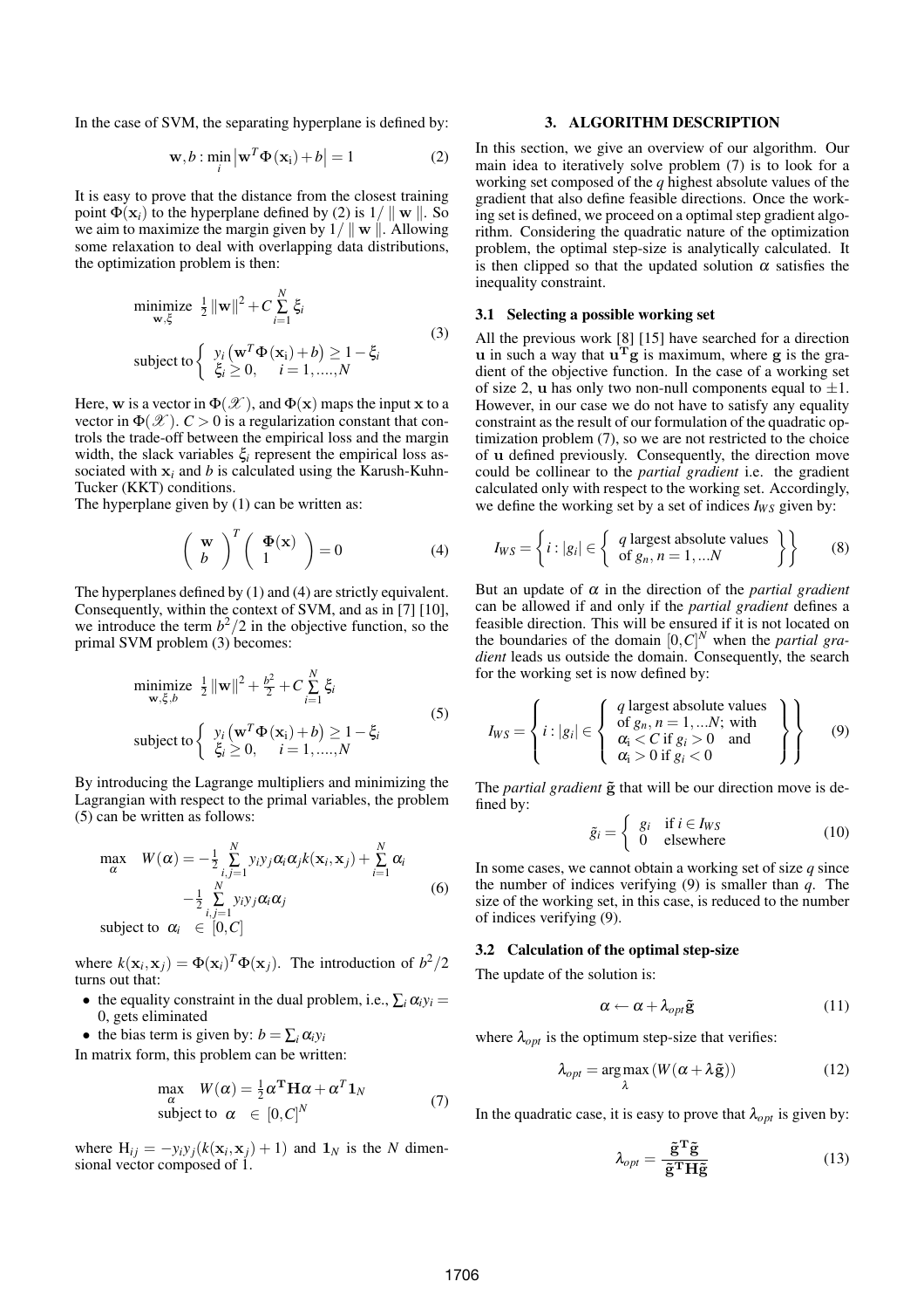In the case of SVM, the separating hyperplane is defined by:

$$\mathbf{w}, b : \min_i \left| \mathbf{w}^T \Phi(\mathbf{x}_i) + b \right| = 1 \tag{2}$$

It is easy to prove that the distance from the closest training point $\Phi(\mathbf{x}_i)$ to the hyperplane defined by (2) is $1/\parallel \mathbf{w} \parallel$. So we aim to maximize the margin given by $1/\parallel \mathbf{w} \parallel$. Allowing some relaxation to deal with overlapping data distributions, the optimization problem is then:

$$\begin{aligned} &\underset{\mathbf{w},\xi}{\text{minimize}} \;\; \tfrac{1}{2}\|\mathbf{w}\|^2 + C\sum_{i=1}^{N}\xi_i \\ &\text{subject to} \left\{ \begin{array}{l} y_i\left(\mathbf{w}^T\Phi(\mathbf{x}_i)+b\right) \geq 1-\xi_i \\ \xi_i \geq 0, \quad i=1,....,N \end{array} \right. \end{aligned} \tag{3}$$

Here, $\mathbf{w}$ is a vector in $\Phi(\mathscr{X})$, and $\Phi(\mathbf{x})$ maps the input $\mathbf{x}$ to a vector in $\Phi(\mathscr{X})$. $C > 0$ is a regularization constant that controls the trade-off between the empirical loss and the margin width, the slack variables $\xi_i$ represent the empirical loss associated with $\mathbf{x}_i$ and $b$ is calculated using the Karush-Kuhn-Tucker (KKT) conditions.
The hyperplane given by (1) can be written as:

$$\left( \begin{array}{c} \mathbf{w} \\ b \end{array} \right)^T \left( \begin{array}{c} \Phi(\mathbf{x}) \\ 1 \end{array} \right) = 0 \tag{4}$$

The hyperplanes defined by (1) and (4) are strictly equivalent. Consequently, within the context of SVM, and as in [7] [10], we introduce the term $b^2/2$ in the objective function, so the primal SVM problem (3) becomes:

$$\begin{aligned} &\underset{\mathbf{w},\xi,b}{\text{minimize}} \;\; \tfrac{1}{2}\|\mathbf{w}\|^2 + \tfrac{b^2}{2} + C\sum_{i=1}^{N}\xi_i \\ &\text{subject to} \left\{ \begin{array}{l} y_i\left(\mathbf{w}^T\Phi(\mathbf{x}_i)+b\right) \geq 1-\xi_i \\ \xi_i \geq 0, \quad i=1,....,N \end{array} \right. \end{aligned} \tag{5}$$

By introducing the Lagrange multipliers and minimizing the Lagrangian with respect to the primal variables, the problem (5) can be written as follows:

$$\begin{aligned} \max_{\alpha} \quad & W(\alpha) = -\tfrac{1}{2}\sum_{i,j=1}^{N} y_i y_j \alpha_i \alpha_j k(\mathbf{x}_i,\mathbf{x}_j) + \sum_{i=1}^{N}\alpha_i \\ & -\tfrac{1}{2}\sum_{i,j=1}^{N} y_i y_j \alpha_i \alpha_j \\ \text{subject to} \quad & \alpha_i \in [0,C] \end{aligned} \tag{6}$$

where $k(\mathbf{x}_i,\mathbf{x}_j) = \Phi(\mathbf{x}_i)^T\Phi(\mathbf{x}_j)$. The introduction of $b^2/2$ turns out that:

- the equality constraint in the dual problem, i.e., $\sum_i \alpha_i y_i = 0$, gets eliminated
- the bias term is given by: $b = \sum_i \alpha_i y_i$

In matrix form, this problem can be written:

$$\begin{aligned} \max_{\alpha} \quad & W(\alpha) = \tfrac{1}{2}\alpha^{\mathbf{T}}\mathbf{H}\alpha + \alpha^T\mathbf{1}_N \\ \text{subject to} \quad & \alpha \in [0,C]^N \end{aligned} \tag{7}$$

where $\mathrm{H}_{ij} = -y_i y_j (k(\mathbf{x}_i,\mathbf{x}_j)+1)$ and $\mathbf{1}_N$ is the $N$ dimensional vector composed of 1.

## 3. ALGORITHM DESCRIPTION

In this section, we give an overview of our algorithm. Our main idea to iteratively solve problem (7) is to look for a working set composed of the $q$ highest absolute values of the gradient that also define feasible directions. Once the working set is defined, we proceed on a optimal step gradient algorithm. Considering the quadratic nature of the optimization problem, the optimal step-size is analytically calculated. It is then clipped so that the updated solution $\alpha$ satisfies the inequality constraint.

### 3.1 Selecting a possible working set

All the previous work [8] [15] have searched for a direction $\mathbf{u}$ in such a way that $\mathbf{u}^{\mathbf{T}}\mathbf{g}$ is maximum, where $\mathbf{g}$ is the gradient of the objective function. In the case of a working set of size 2, $\mathbf{u}$ has only two non-null components equal to $\pm 1$. However, in our case we do not have to satisfy any equality constraint as the result of our formulation of the quadratic optimization problem (7), so we are not restricted to the choice of $\mathbf{u}$ defined previously. Consequently, the direction move could be collinear to the *partial gradient* i.e. the gradient calculated only with respect to the working set. Accordingly, we define the working set by a set of indices $I_{WS}$ given by:

$$I_{WS} = \left\{ i : |g_i| \in \left\{ \begin{array}{l} q \text{ largest absolute values} \\ \text{of } g_n, n=1,...N \end{array} \right\} \right\} \tag{8}$$

But an update of $\alpha$ in the direction of the *partial gradient* can be allowed if and only if the *partial gradient* defines a feasible direction. This will be ensured if it is not located on the boundaries of the domain $[0,C]^N$ when the *partial gradient* leads us outside the domain. Consequently, the search for the working set is now defined by:

$$I_{WS} = \left\{ i : |g_i| \in \left\{ \begin{array}{l} q \text{ largest absolute values} \\ \text{of } g_n, n=1,...N; \text{ with} \\ \alpha_i < C \text{ if } g_i > 0 \quad \text{and} \\ \alpha_i > 0 \text{ if } g_i < 0 \end{array} \right\} \right\} \tag{9}$$

The *partial gradient* $\tilde{\mathbf{g}}$ that will be our direction move is defined by:

$$\tilde{g}_i = \left\{ \begin{array}{ll} g_i & \text{if } i \in I_{WS} \\ 0 & \text{elsewhere} \end{array} \right. \tag{10}$$

In some cases, we cannot obtain a working set of size $q$ since the number of indices verifying (9) is smaller than $q$. The size of the working set, in this case, is reduced to the number of indices verifying (9).

### 3.2 Calculation of the optimal step-size

The update of the solution is:

$$\alpha \leftarrow \alpha + \lambda_{opt}\tilde{\mathbf{g}} \tag{11}$$

where $\lambda_{opt}$ is the optimum step-size that verifies:

$$\lambda_{opt} = \underset{\lambda}{\arg\max}\left(W(\alpha + \lambda\tilde{\mathbf{g}})\right) \tag{12}$$

In the quadratic case, it is easy to prove that $\lambda_{opt}$ is given by:

$$\lambda_{opt} = \frac{\tilde{\mathbf{g}}^{\mathbf{T}}\tilde{\mathbf{g}}}{\tilde{\mathbf{g}}^{\mathbf{T}}\mathbf{H}\tilde{\mathbf{g}}} \tag{13}$$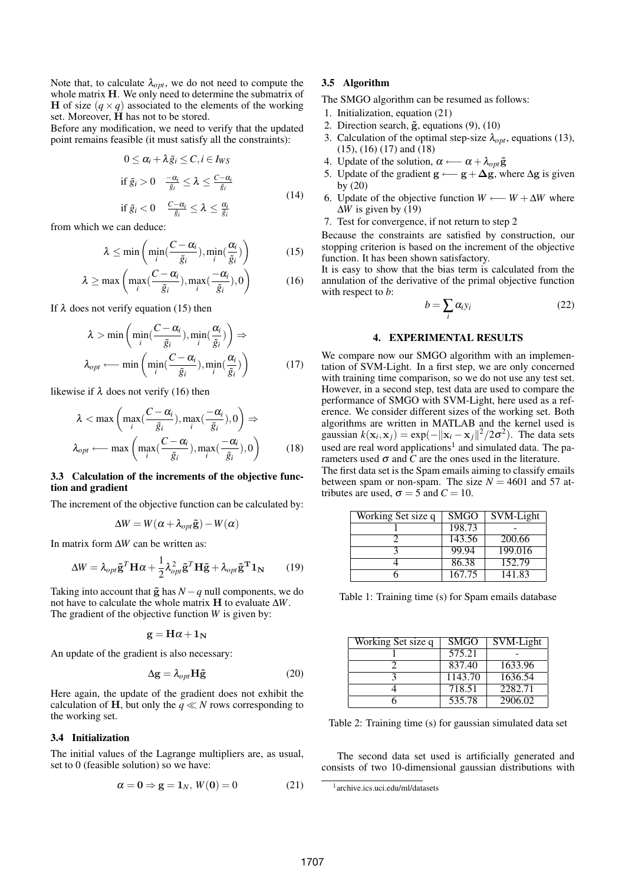Note that, to calculate $\lambda_{opt}$, we do not need to compute the whole matrix $\mathbf{H}$. We only need to determine the submatrix of $\mathbf{H}$ of size $(q \times q)$ associated to the elements of the working set. Moreover, $\mathbf{H}$ has not to be stored.

Before any modification, we need to verify that the updated point remains feasible (it must satisfy all the constraints):

$$
\begin{aligned}
&0 \leq \alpha_i + \lambda \tilde{g}_i \leq C, i \in I_{WS} \\
&\text{if } \tilde{g}_i > 0 \quad \frac{-\alpha_i}{\tilde{g}_i} \leq \lambda \leq \frac{C-\alpha_i}{\tilde{g}_i} \\
&\text{if } \tilde{g}_i < 0 \quad \frac{C-\alpha_i}{\tilde{g}_i} \leq \lambda \leq \frac{\alpha_i}{\tilde{g}_i}
\end{aligned} \tag{14}
$$

from which we can deduce:

$$\lambda \leq \min\left(\min_i\left(\frac{C-\alpha_i}{\tilde{g}_i}\right), \min_i\left(\frac{\alpha_i}{\tilde{g}_i}\right)\right) \tag{15}$$

$$\lambda \geq \max\left(\max_i\left(\frac{C-\alpha_i}{\tilde{g}_i}\right), \max_i\left(\frac{-\alpha_i}{\tilde{g}_i}\right), 0\right) \tag{16}$$

If $\lambda$ does not verify equation (15) then

$$
\begin{aligned}
&\lambda > \min\left(\min_i\left(\frac{C-\alpha_i}{\tilde{g}_i}\right), \min_i\left(\frac{\alpha_i}{\tilde{g}_i}\right)\right) \Rightarrow \\
&\lambda_{opt} \longleftarrow \min\left(\min_i\left(\frac{C-\alpha_i}{\tilde{g}_i}\right), \min_i\left(\frac{\alpha_i}{\tilde{g}_i}\right)\right)
\end{aligned} \tag{17}
$$

likewise if $\lambda$ does not verify (16) then

$$
\begin{aligned}
&\lambda < \max\left(\max_i\left(\frac{C-\alpha_i}{\tilde{g}_i}\right), \max_i\left(\frac{-\alpha_i}{\tilde{g}_i}\right), 0\right) \Rightarrow \\
&\lambda_{opt} \longleftarrow \max\left(\max_i\left(\frac{C-\alpha_i}{\tilde{g}_i}\right), \max_i\left(\frac{-\alpha_i}{\tilde{g}_i}\right), 0\right)
\end{aligned} \tag{18}
$$

### 3.3 Calculation of the increments of the objective function and gradient

The increment of the objective function can be calculated by:

$$\Delta W = W(\alpha + \lambda_{opt}\tilde{\mathbf{g}}) - W(\alpha)$$

In matrix form $\Delta W$ can be written as:

$$\Delta W = \lambda_{opt}\tilde{\mathbf{g}}^T\mathbf{H}\alpha + \frac{1}{2}\lambda_{opt}^2\tilde{\mathbf{g}}^T\mathbf{H}\tilde{\mathbf{g}} + \lambda_{opt}\tilde{\mathbf{g}}^{\mathbf{T}}\mathbf{1_N} \tag{19}$$

Taking into account that $\tilde{\mathbf{g}}$ has $N-q$ null components, we do not have to calculate the whole matrix $\mathbf{H}$ to evaluate $\Delta W$.

The gradient of the objective function $W$ is given by:

$$\mathbf{g} = \mathbf{H}\alpha + \mathbf{1_N}$$

An update of the gradient is also necessary:

$$\Delta\mathbf{g} = \lambda_{opt}\mathbf{H}\tilde{\mathbf{g}} \tag{20}$$

Here again, the update of the gradient does not exhibit the calculation of $\mathbf{H}$, but only the $q \ll N$ rows corresponding to the working set.

### 3.4 Initialization

The initial values of the Lagrange multipliers are, as usual, set to 0 (feasible solution) so we have:

$$\alpha = \mathbf{0} \Rightarrow \mathbf{g} = \mathbf{1}_N,\ W(\mathbf{0}) = 0 \tag{21}$$

### 3.5 Algorithm

The SMGO algorithm can be resumed as follows:

1. Initialization, equation (21)
2. Direction search, $\tilde{\mathbf{g}}$, equations (9), (10)
3. Calculation of the optimal step-size $\lambda_{opt}$, equations (13), (15), (16) (17) and (18)
4. Update of the solution, $\alpha \longleftarrow \alpha + \lambda_{opt}\tilde{\mathbf{g}}$
5. Update of the gradient $\mathbf{g} \longleftarrow \mathbf{g} + \Delta\mathbf{g}$, where $\Delta\mathbf{g}$ is given by (20)
6. Update of the objective function $W \longleftarrow W + \Delta W$ where $\Delta W$ is given by (19)
7. Test for convergence, if not return to step 2

Because the constraints are satisfied by construction, our stopping criterion is based on the increment of the objective function. It has been shown satisfactory.

It is easy to show that the bias term is calculated from the annulation of the derivative of the primal objective function with respect to $b$:

$$b = \sum_i \alpha_i y_i \tag{22}$$

## 4. EXPERIMENTAL RESULTS

We compare now our SMGO algorithm with an implementation of SVM-Light. In a first step, we are only concerned with training time comparison, so we do not use any test set. However, in a second step, test data are used to compare the performance of SMGO with SVM-Light, here used as a reference. We consider different sizes of the working set. Both algorithms are written in MATLAB and the kernel used is gaussian $k(\mathbf{x}_i, \mathbf{x}_j) = \exp(-\|\mathbf{x}_i - \mathbf{x}_j\|^2/2\sigma^2)$. The data sets used are real word applications[1] and simulated data. The parameters used $\sigma$ and $C$ are the ones used in the literature.

The first data set is the Spam emails aiming to classify emails between spam or non-spam. The size $N = 4601$ and 57 attributes are used, $\sigma = 5$ and $C = 10$.

| Working Set size q | SMGO | SVM-Light |
|---|---|---|
| 1 | 198.73 | - |
| 2 | 143.56 | 200.66 |
| 3 | 99.94 | 199.016 |
| 4 | 86.38 | 152.79 |
| 6 | 167.75 | 141.83 |

Table 1: Training time (s) for Spam emails database

| Working Set size q | SMGO | SVM-Light |
|---|---|---|
| 1 | 575.21 | - |
| 2 | 837.40 | 1633.96 |
| 3 | 1143.70 | 1636.54 |
| 4 | 718.51 | 2282.71 |
| 6 | 535.78 | 2906.02 |

Table 2: Training time (s) for gaussian simulated data set

The second data set used is artificially generated and consists of two 10-dimensional gaussian distributions with

[1] archive.ics.uci.edu/ml/datasets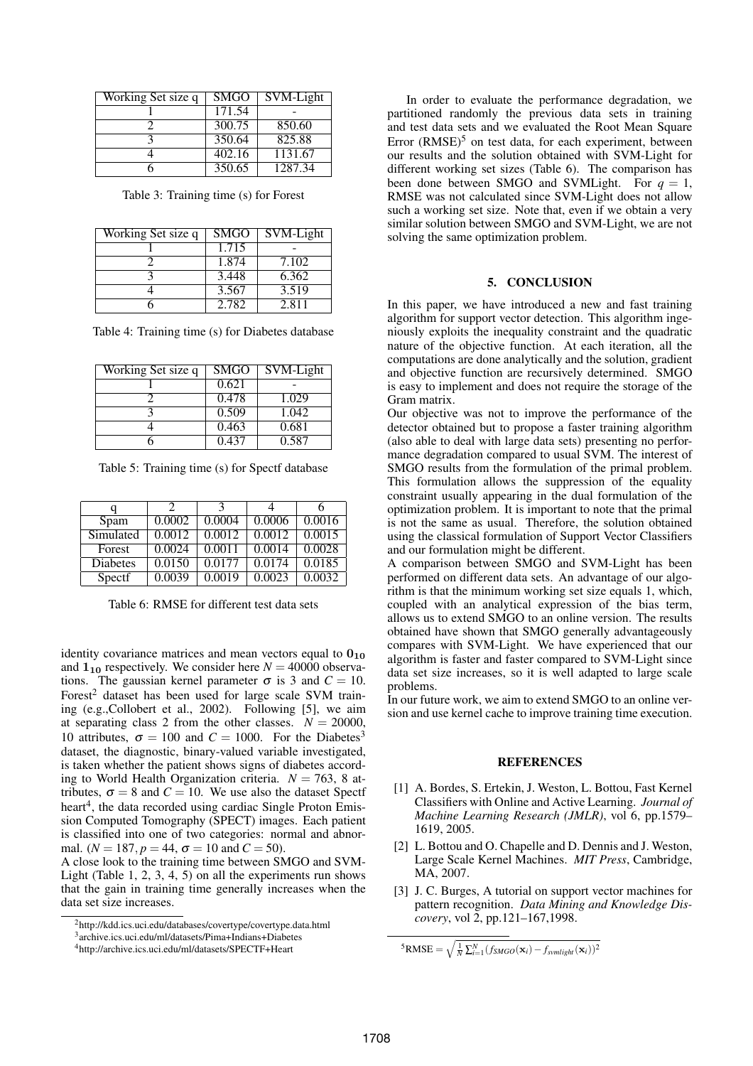| Working Set size q | SMGO | SVM-Light |
|---|---|---|
| 1 | 171.54 | - |
| 2 | 300.75 | 850.60 |
| 3 | 350.64 | 825.88 |
| 4 | 402.16 | 1131.67 |
| 6 | 350.65 | 1287.34 |

Table 3: Training time (s) for Forest

| Working Set size q | SMGO | SVM-Light |
|---|---|---|
| 1 | 1.715 | - |
| 2 | 1.874 | 7.102 |
| 3 | 3.448 | 6.362 |
| 4 | 3.567 | 3.519 |
| 6 | 2.782 | 2.811 |

Table 4: Training time (s) for Diabetes database

| Working Set size q | SMGO | SVM-Light |
|---|---|---|
| 1 | 0.621 | - |
| 2 | 0.478 | 1.029 |
| 3 | 0.509 | 1.042 |
| 4 | 0.463 | 0.681 |
| 6 | 0.437 | 0.587 |

Table 5: Training time (s) for Spectf database

| q | 2 | 3 | 4 | 6 |
|---|---|---|---|---|
| Spam | 0.0002 | 0.0004 | 0.0006 | 0.0016 |
| Simulated | 0.0012 | 0.0012 | 0.0012 | 0.0015 |
| Forest | 0.0024 | 0.0011 | 0.0014 | 0.0028 |
| Diabetes | 0.0150 | 0.0177 | 0.0174 | 0.0185 |
| Spectf | 0.0039 | 0.0019 | 0.0023 | 0.0032 |

Table 6: RMSE for different test data sets

identity covariance matrices and mean vectors equal to $\mathbf{0_{10}}$ and $\mathbf{1_{10}}$ respectively. We consider here $N = 40000$ observations. The gaussian kernel parameter $\sigma$ is 3 and $C = 10$. Forest[2] dataset has been used for large scale SVM training (e.g.,Collobert et al., 2002). Following [5], we aim at separating class 2 from the other classes. $N = 20000$, 10 attributes, $\sigma = 100$ and $C = 1000$. For the Diabetes[3] dataset, the diagnostic, binary-valued variable investigated, is taken whether the patient shows signs of diabetes according to World Health Organization criteria. $N = 763$, 8 attributes, $\sigma = 8$ and $C = 10$. We use also the dataset Spectf heart[4], the data recorded using cardiac Single Proton Emission Computed Tomography (SPECT) images. Each patient is classified into one of two categories: normal and abnormal. ($N = 187, p = 44, \sigma = 10$ and $C = 50$).

A close look to the training time between SMGO and SVM-Light (Table 1, 2, 3, 4, 5) on all the experiments run shows that the gain in training time generally increases when the data set size increases.

In order to evaluate the performance degradation, we partitioned randomly the previous data sets in training and test data sets and we evaluated the Root Mean Square Error (RMSE)[5] on test data, for each experiment, between our results and the solution obtained with SVM-Light for different working set sizes (Table 6). The comparison has been done between SMGO and SVMLight. For $q = 1$, RMSE was not calculated since SVM-Light does not allow such a working set size. Note that, even if we obtain a very similar solution between SMGO and SVM-Light, we are not solving the same optimization problem.

## 5. CONCLUSION

In this paper, we have introduced a new and fast training algorithm for support vector detection. This algorithm ingeniously exploits the inequality constraint and the quadratic nature of the objective function. At each iteration, all the computations are done analytically and the solution, gradient and objective function are recursively determined. SMGO is easy to implement and does not require the storage of the Gram matrix.

Our objective was not to improve the performance of the detector obtained but to propose a faster training algorithm (also able to deal with large data sets) presenting no performance degradation compared to usual SVM. The interest of SMGO results from the formulation of the primal problem. This formulation allows the suppression of the equality constraint usually appearing in the dual formulation of the optimization problem. It is important to note that the primal is not the same as usual. Therefore, the solution obtained using the classical formulation of Support Vector Classifiers and our formulation might be different.

A comparison between SMGO and SVM-Light has been performed on different data sets. An advantage of our algorithm is that the minimum working set size equals 1, which, coupled with an analytical expression of the bias term, allows us to extend SMGO to an online version. The results obtained have shown that SMGO generally advantageously compares with SVM-Light. We have experienced that our algorithm is faster and faster compared to SVM-Light since data set size increases, so it is well adapted to large scale problems.

In our future work, we aim to extend SMGO to an online version and use kernel cache to improve training time execution.

## REFERENCES

[1] A. Bordes, S. Ertekin, J. Weston, L. Bottou, Fast Kernel Classifiers with Online and Active Learning. *Journal of Machine Learning Research (JMLR)*, vol 6, pp.1579–1619, 2005.

[2] L. Bottou and O. Chapelle and D. Dennis and J. Weston, Large Scale Kernel Machines. *MIT Press*, Cambridge, MA, 2007.

[3] J. C. Burges, A tutorial on support vector machines for pattern recognition. *Data Mining and Knowledge Discovery*, vol 2, pp.121–167,1998.

---

[2] http://kdd.ics.uci.edu/databases/covertype/covertype.data.html

[3] archive.ics.uci.edu/ml/datasets/Pima+Indians+Diabetes

[4] http://archive.ics.uci.edu/ml/datasets/SPECTF+Heart

[5] $\text{RMSE} = \sqrt{\frac{1}{N}\sum_{i=1}^{N}(f_{SMGO}(\mathbf{x}_i) - f_{svmlight}(\mathbf{x}_i))^2}$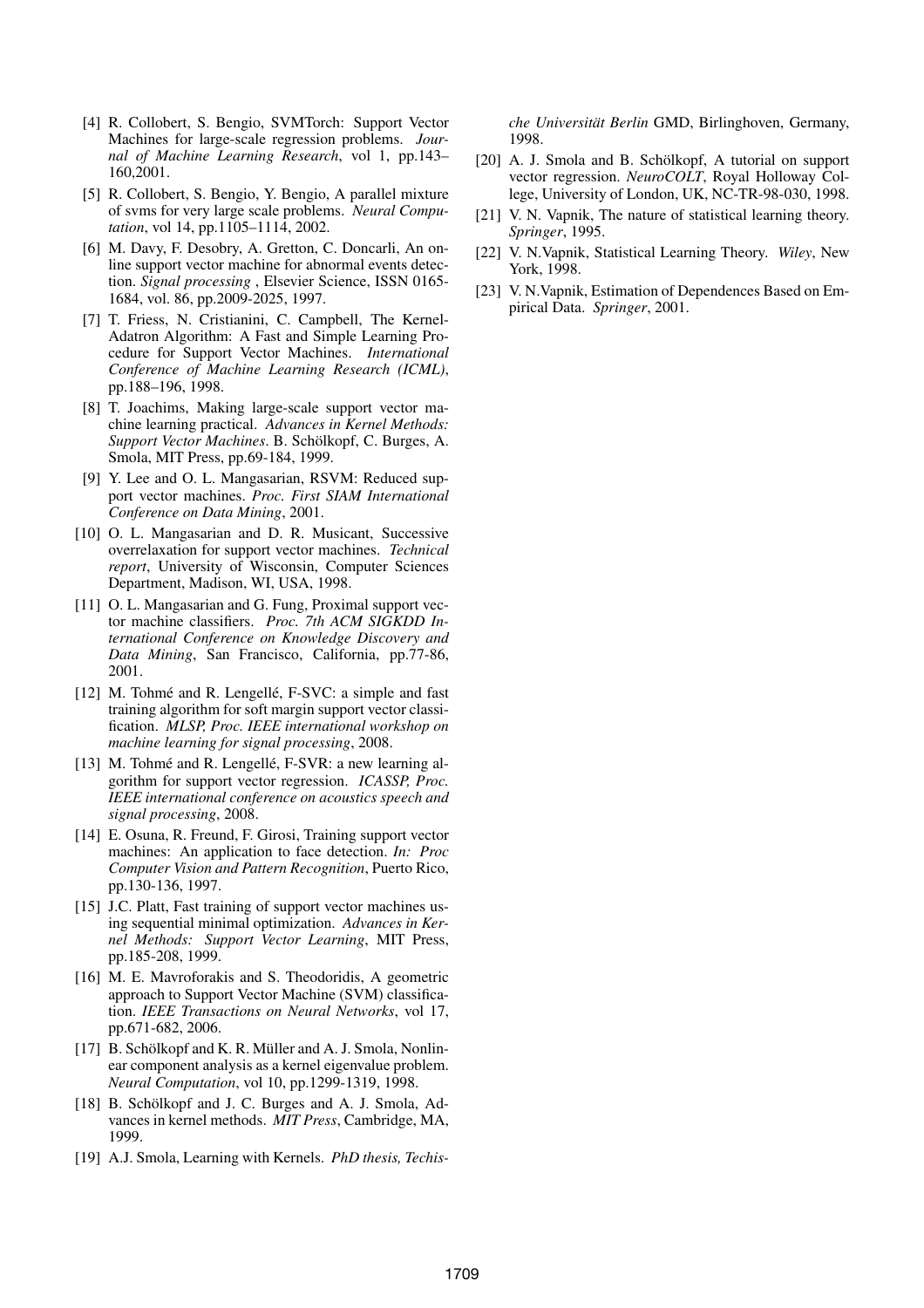[4] R. Collobert, S. Bengio, SVMTorch: Support Vector Machines for large-scale regression problems. *Journal of Machine Learning Research*, vol 1, pp.143–160,2001.

[5] R. Collobert, S. Bengio, Y. Bengio, A parallel mixture of svms for very large scale problems. *Neural Computation*, vol 14, pp.1105–1114, 2002.

[6] M. Davy, F. Desobry, A. Gretton, C. Doncarli, An online support vector machine for abnormal events detection. *Signal processing* , Elsevier Science, ISSN 0165-1684, vol. 86, pp.2009-2025, 1997.

[7] T. Friess, N. Cristianini, C. Campbell, The Kernel-Adatron Algorithm: A Fast and Simple Learning Procedure for Support Vector Machines. *International Conference of Machine Learning Research (ICML)*, pp.188–196, 1998.

[8] T. Joachims, Making large-scale support vector machine learning practical. *Advances in Kernel Methods: Support Vector Machines*. B. Schölkopf, C. Burges, A. Smola, MIT Press, pp.69-184, 1999.

[9] Y. Lee and O. L. Mangasarian, RSVM: Reduced support vector machines. *Proc. First SIAM International Conference on Data Mining*, 2001.

[10] O. L. Mangasarian and D. R. Musicant, Successive overrelaxation for support vector machines. *Technical report*, University of Wisconsin, Computer Sciences Department, Madison, WI, USA, 1998.

[11] O. L. Mangasarian and G. Fung, Proximal support vector machine classifiers. *Proc. 7th ACM SIGKDD International Conference on Knowledge Discovery and Data Mining*, San Francisco, California, pp.77-86, 2001.

[12] M. Tohmé and R. Lengellé, F-SVC: a simple and fast training algorithm for soft margin support vector classification. *MLSP, Proc. IEEE international workshop on machine learning for signal processing*, 2008.

[13] M. Tohmé and R. Lengellé, F-SVR: a new learning algorithm for support vector regression. *ICASSP, Proc. IEEE international conference on acoustics speech and signal processing*, 2008.

[14] E. Osuna, R. Freund, F. Girosi, Training support vector machines: An application to face detection. *In: Proc Computer Vision and Pattern Recognition*, Puerto Rico, pp.130-136, 1997.

[15] J.C. Platt, Fast training of support vector machines using sequential minimal optimization. *Advances in Kernel Methods: Support Vector Learning*, MIT Press, pp.185-208, 1999.

[16] M. E. Mavroforakis and S. Theodoridis, A geometric approach to Support Vector Machine (SVM) classification. *IEEE Transactions on Neural Networks*, vol 17, pp.671-682, 2006.

[17] B. Schölkopf and K. R. Müller and A. J. Smola, Nonlinear component analysis as a kernel eigenvalue problem. *Neural Computation*, vol 10, pp.1299-1319, 1998.

[18] B. Schölkopf and J. C. Burges and A. J. Smola, Advances in kernel methods. *MIT Press*, Cambridge, MA, 1999.

[19] A.J. Smola, Learning with Kernels. *PhD thesis, Techische Universität Berlin* GMD, Birlinghoven, Germany, 1998.

[20] A. J. Smola and B. Schölkopf, A tutorial on support vector regression. *NeuroCOLT*, Royal Holloway College, University of London, UK, NC-TR-98-030, 1998.

[21] V. N. Vapnik, The nature of statistical learning theory. *Springer*, 1995.

[22] V. N.Vapnik, Statistical Learning Theory. *Wiley*, New York, 1998.

[23] V. N.Vapnik, Estimation of Dependences Based on Empirical Data. *Springer*, 2001.